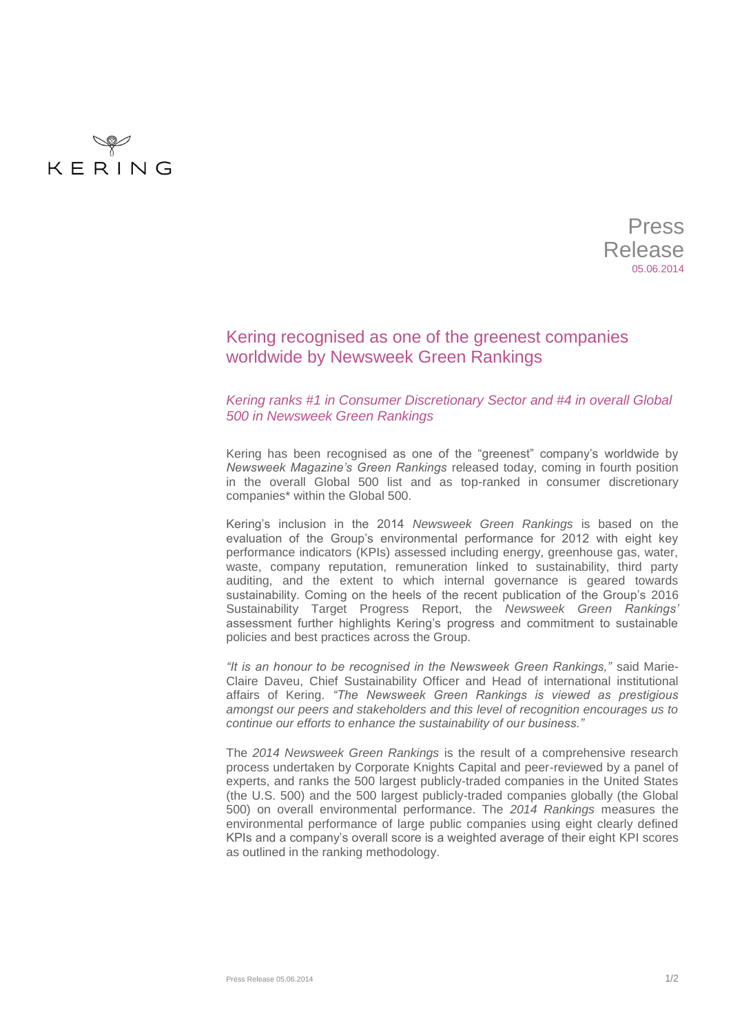KERING

Press Release
05.06.2014

# Kering recognised as one of the greenest companies worldwide by Newsweek Green Rankings

*Kering ranks #1 in Consumer Discretionary Sector and #4 in overall Global 500 in Newsweek Green Rankings*

Kering has been recognised as one of the "greenest" company's worldwide by *Newsweek Magazine's Green Rankings* released today, coming in fourth position in the overall Global 500 list and as top-ranked in consumer discretionary companies* within the Global 500.

Kering's inclusion in the 2014 *Newsweek Green Rankings* is based on the evaluation of the Group's environmental performance for 2012 with eight key performance indicators (KPIs) assessed including energy, greenhouse gas, water, waste, company reputation, remuneration linked to sustainability, third party auditing, and the extent to which internal governance is geared towards sustainability. Coming on the heels of the recent publication of the Group's 2016 Sustainability Target Progress Report, the *Newsweek Green Rankings'* assessment further highlights Kering's progress and commitment to sustainable policies and best practices across the Group.

*"It is an honour to be recognised in the Newsweek Green Rankings,"* said Marie-Claire Daveu, Chief Sustainability Officer and Head of international institutional affairs of Kering. *"The Newsweek Green Rankings is viewed as prestigious amongst our peers and stakeholders and this level of recognition encourages us to continue our efforts to enhance the sustainability of our business."*

The *2014 Newsweek Green Rankings* is the result of a comprehensive research process undertaken by Corporate Knights Capital and peer-reviewed by a panel of experts, and ranks the 500 largest publicly-traded companies in the United States (the U.S. 500) and the 500 largest publicly-traded companies globally (the Global 500) on overall environmental performance. The *2014 Rankings* measures the environmental performance of large public companies using eight clearly defined KPIs and a company's overall score is a weighted average of their eight KPI scores as outlined in the ranking methodology.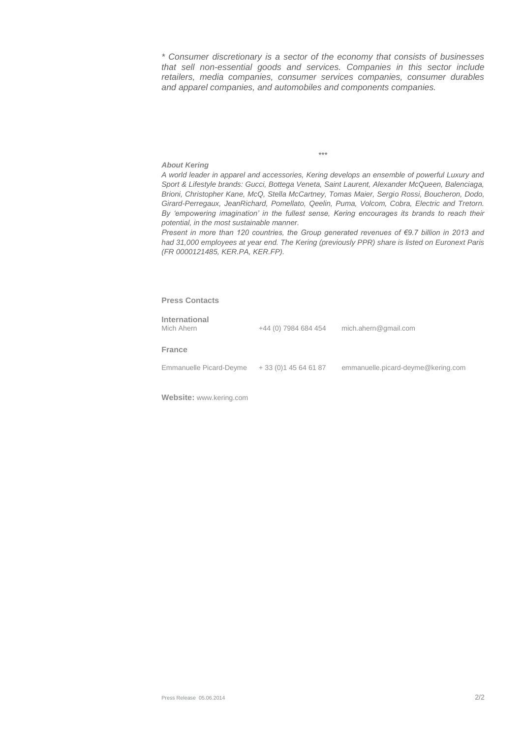*\* Consumer discretionary is a sector of the economy that consists of businesses that sell non-essential goods and services. Companies in this sector include retailers, media companies, consumer services companies, consumer durables and apparel companies, and automobiles and components companies.*

\*\*\*

***About Kering***

*A world leader in apparel and accessories, Kering develops an ensemble of powerful Luxury and Sport & Lifestyle brands: Gucci, Bottega Veneta, Saint Laurent, Alexander McQueen, Balenciaga, Brioni, Christopher Kane, McQ, Stella McCartney, Tomas Maier, Sergio Rossi, Boucheron, Dodo, Girard-Perregaux, JeanRichard, Pomellato, Qeelin, Puma, Volcom, Cobra, Electric and Tretorn. By 'empowering imagination' in the fullest sense, Kering encourages its brands to reach their potential, in the most sustainable manner.*

*Present in more than 120 countries, the Group generated revenues of €9.7 billion in 2013 and had 31,000 employees at year end. The Kering (previously PPR) share is listed on Euronext Paris (FR 0000121485, KER.PA, KER.FP).*

**Press Contacts**

**International**

| | | |
|---|---|---|
| Mich Ahern | +44 (0) 7984 684 454 | mich.ahern@gmail.com |

**France**

| | | |
|---|---|---|
| Emmanuelle Picard-Deyme | + 33 (0)1 45 64 61 87 | emmanuelle.picard-deyme@kering.com |

**Website:** www.kering.com

Press Release 05.06.2014